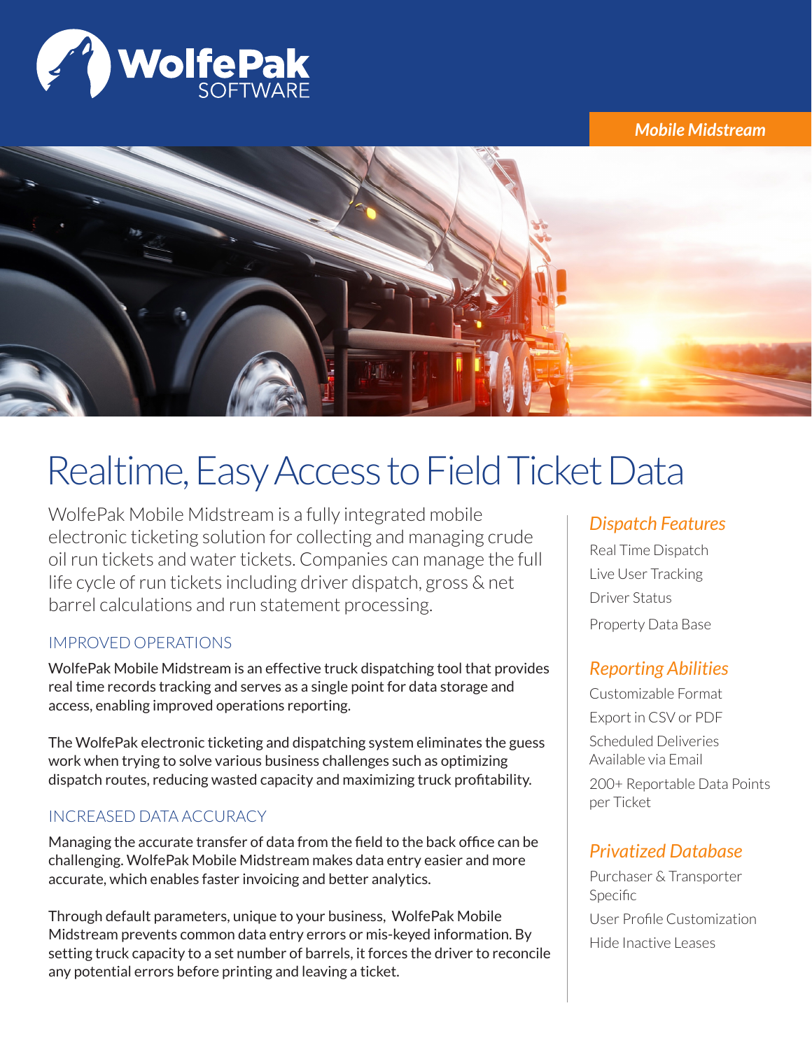WolfePak SOFTWARE

*Mobile Midstream*

# Realtime, Easy Access to Field Ticket Data

WolfePak Mobile Midstream is a fully integrated mobile electronic ticketing solution for collecting and managing crude oil run tickets and water tickets. Companies can manage the full life cycle of run tickets including driver dispatch, gross & net barrel calculations and run statement processing.

## IMPROVED OPERATIONS

WolfePak Mobile Midstream is an effective truck dispatching tool that provides real time records tracking and serves as a single point for data storage and access, enabling improved operations reporting.

The WolfePak electronic ticketing and dispatching system eliminates the guess work when trying to solve various business challenges such as optimizing dispatch routes, reducing wasted capacity and maximizing truck profitability.

## INCREASED DATA ACCURACY

Managing the accurate transfer of data from the field to the back office can be challenging. WolfePak Mobile Midstream makes data entry easier and more accurate, which enables faster invoicing and better analytics.

Through default parameters, unique to your business, WolfePak Mobile Midstream prevents common data entry errors or mis-keyed information. By setting truck capacity to a set number of barrels, it forces the driver to reconcile any potential errors before printing and leaving a ticket.

### *Dispatch Features*

- Real Time Dispatch
- Live User Tracking
- Driver Status
- Property Data Base

### *Reporting Abilities*

- Customizable Format
- Export in CSV or PDF
- Scheduled Deliveries Available via Email
- 200+ Reportable Data Points per Ticket

### *Privatized Database*

- Purchaser & Transporter Specific
- User Profile Customization
- Hide Inactive Leases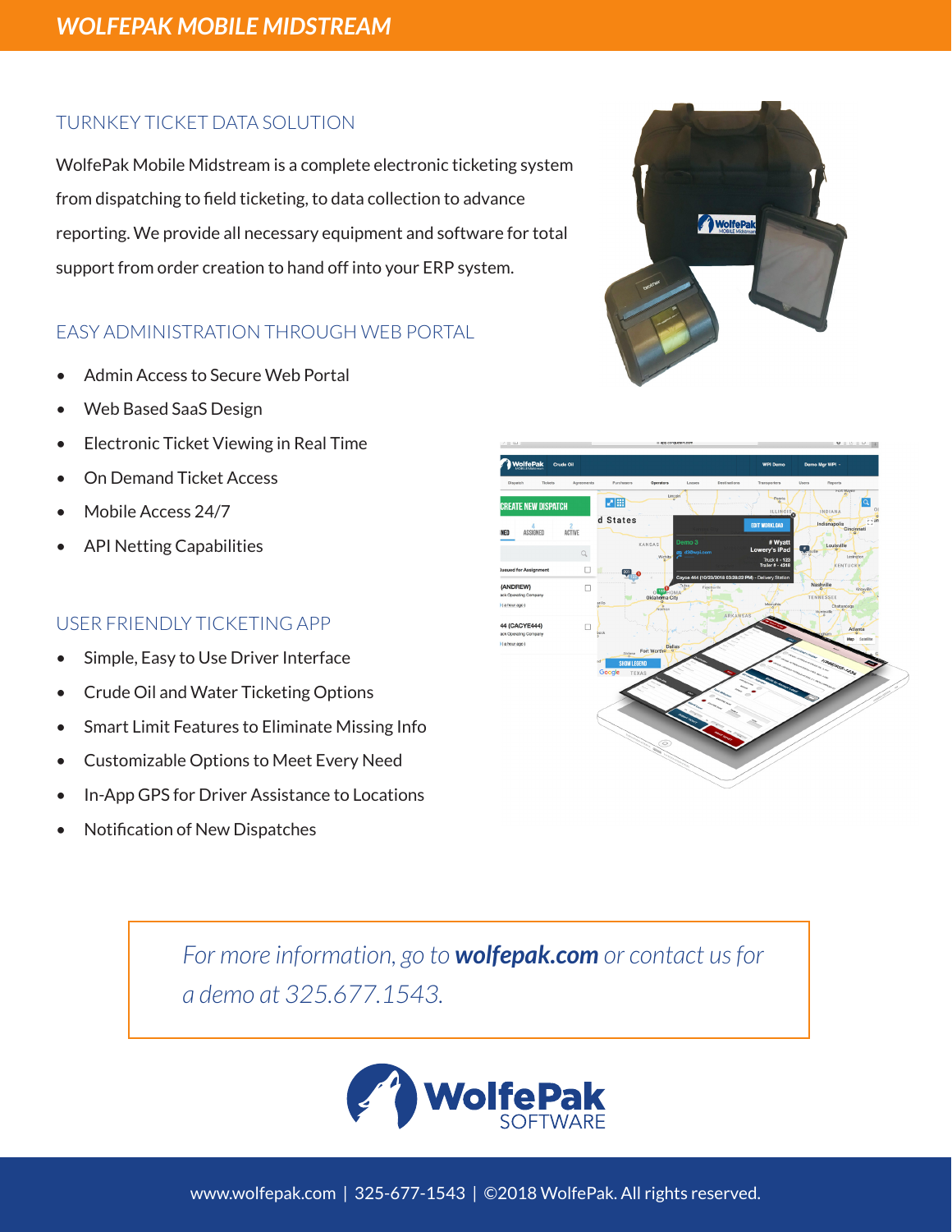# WOLFEPAK MOBILE MIDSTREAM

## TURNKEY TICKET DATA SOLUTION

WolfePak Mobile Midstream is a complete electronic ticketing system from dispatching to field ticketing, to data collection to advance reporting. We provide all necessary equipment and software for total support from order creation to hand off into your ERP system.

## EASY ADMINISTRATION THROUGH WEB PORTAL

- Admin Access to Secure Web Portal
- Web Based SaaS Design
- Electronic Ticket Viewing in Real Time
- On Demand Ticket Access
- Mobile Access 24/7
- API Netting Capabilities

## USER FRIENDLY TICKETING APP

- Simple, Easy to Use Driver Interface
- Crude Oil and Water Ticketing Options
- Smart Limit Features to Eliminate Missing Info
- Customizable Options to Meet Every Need
- In-App GPS for Driver Assistance to Locations
- Notification of New Dispatches

*For more information, go to **wolfepak.com** or contact us for a demo at 325.677.1543.*

WolfePak SOFTWARE

www.wolfepak.com | 325-677-1543 | ©2018 WolfePak. All rights reserved.